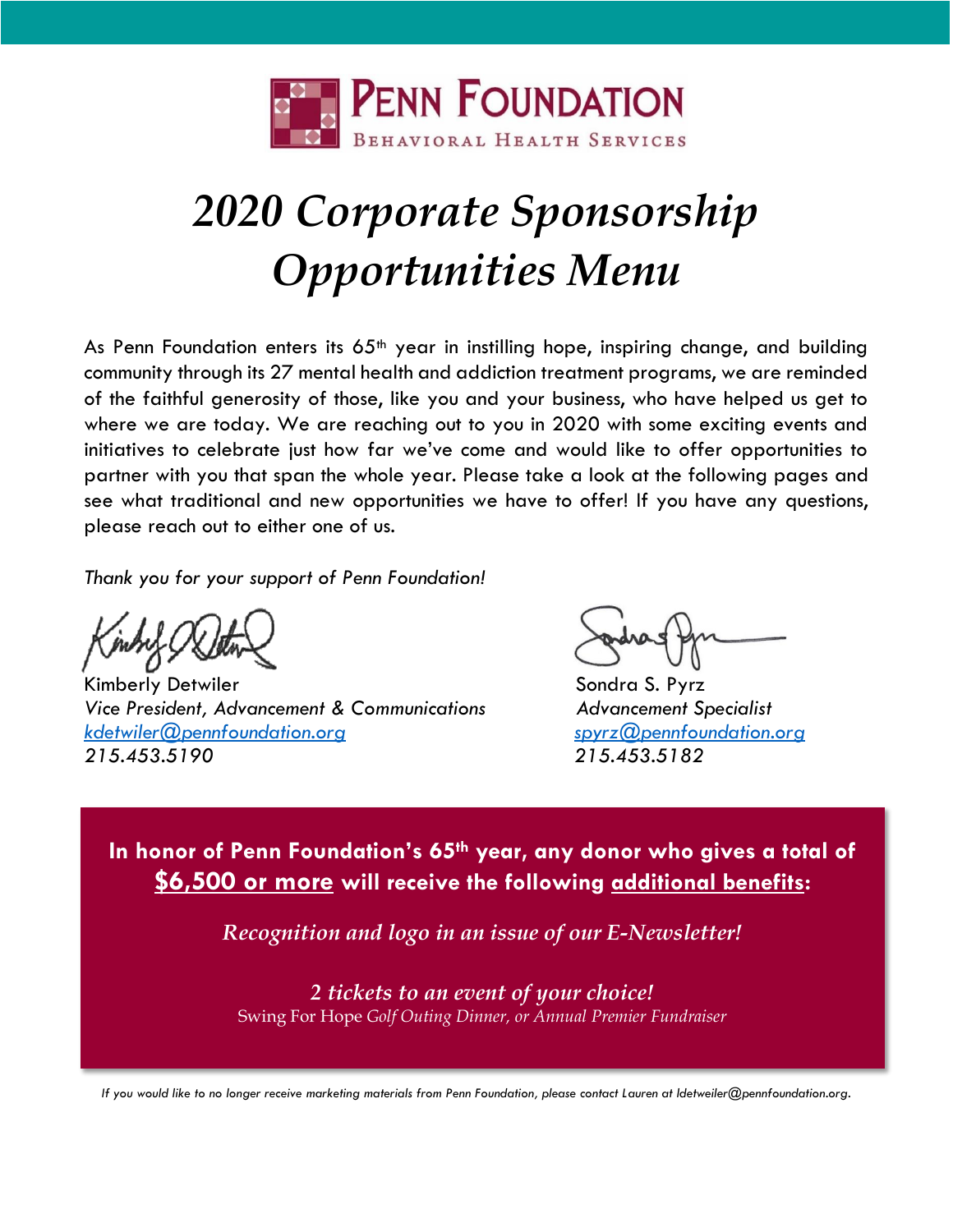# PENN FOUNDATION

BEHAVIORAL HEALTH SERVICES

# *2020 Corporate Sponsorship Opportunities Menu*

As Penn Foundation enters its 65th year in instilling hope, inspiring change, and building community through its 27 mental health and addiction treatment programs, we are reminded of the faithful generosity of those, like you and your business, who have helped us get to where we are today. We are reaching out to you in 2020 with some exciting events and initiatives to celebrate just how far we've come and would like to offer opportunities to partner with you that span the whole year. Please take a look at the following pages and see what traditional and new opportunities we have to offer! If you have any questions, please reach out to either one of us.

*Thank you for your support of Penn Foundation!*

Kimberly Detwiler
*Vice President, Advancement & Communications*
kdetwiler@pennfoundation.org
*215.453.5190*

Sondra S. Pyrz
*Advancement Specialist*
spyrz@pennfoundation.org
*215.453.5182*

**In honor of Penn Foundation's 65th year, any donor who gives a total of $6,500 or more will receive the following additional benefits:**

*Recognition and logo in an issue of our E-Newsletter!*

*2 tickets to an event of your choice!*
Swing For Hope *Golf Outing Dinner, or Annual Premier Fundraiser*

*If you would like to no longer receive marketing materials from Penn Foundation, please contact Lauren at ldetweiler@pennfoundation.org.*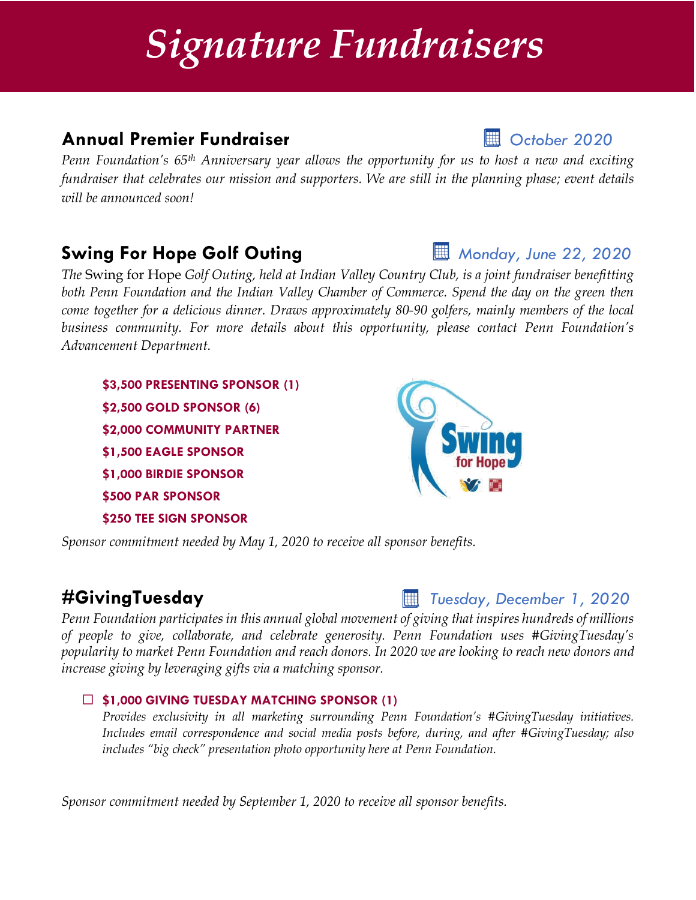# *Signature Fundraisers*

## Annual Premier Fundraiser

*October 2020*

*Penn Foundation's 65th Anniversary year allows the opportunity for us to host a new and exciting fundraiser that celebrates our mission and supporters. We are still in the planning phase; event details will be announced soon!*

## Swing For Hope Golf Outing

*Monday, June 22, 2020*

*The* Swing for Hope *Golf Outing, held at Indian Valley Country Club, is a joint fundraiser benefitting both Penn Foundation and the Indian Valley Chamber of Commerce. Spend the day on the green then come together for a delicious dinner. Draws approximately 80-90 golfers, mainly members of the local business community. For more details about this opportunity, please contact Penn Foundation's Advancement Department.*

**$3,500 PRESENTING SPONSOR (1)**

**$2,500 GOLD SPONSOR (6)**

**$2,000 COMMUNITY PARTNER**

**$1,500 EAGLE SPONSOR**

**$1,000 BIRDIE SPONSOR**

**$500 PAR SPONSOR**

**$250 TEE SIGN SPONSOR**

*Sponsor commitment needed by May 1, 2020 to receive all sponsor benefits.*

## #GivingTuesday

*Tuesday, December 1, 2020*

*Penn Foundation participates in this annual global movement of giving that inspires hundreds of millions of people to give, collaborate, and celebrate generosity. Penn Foundation uses #GivingTuesday's popularity to market Penn Foundation and reach donors. In 2020 we are looking to reach new donors and increase giving by leveraging gifts via a matching sponsor.*

- ☐ **$1,000 GIVING TUESDAY MATCHING SPONSOR (1)**
  *Provides exclusivity in all marketing surrounding Penn Foundation's #GivingTuesday initiatives. Includes email correspondence and social media posts before, during, and after #GivingTuesday; also includes "big check" presentation photo opportunity here at Penn Foundation.*

*Sponsor commitment needed by September 1, 2020 to receive all sponsor benefits.*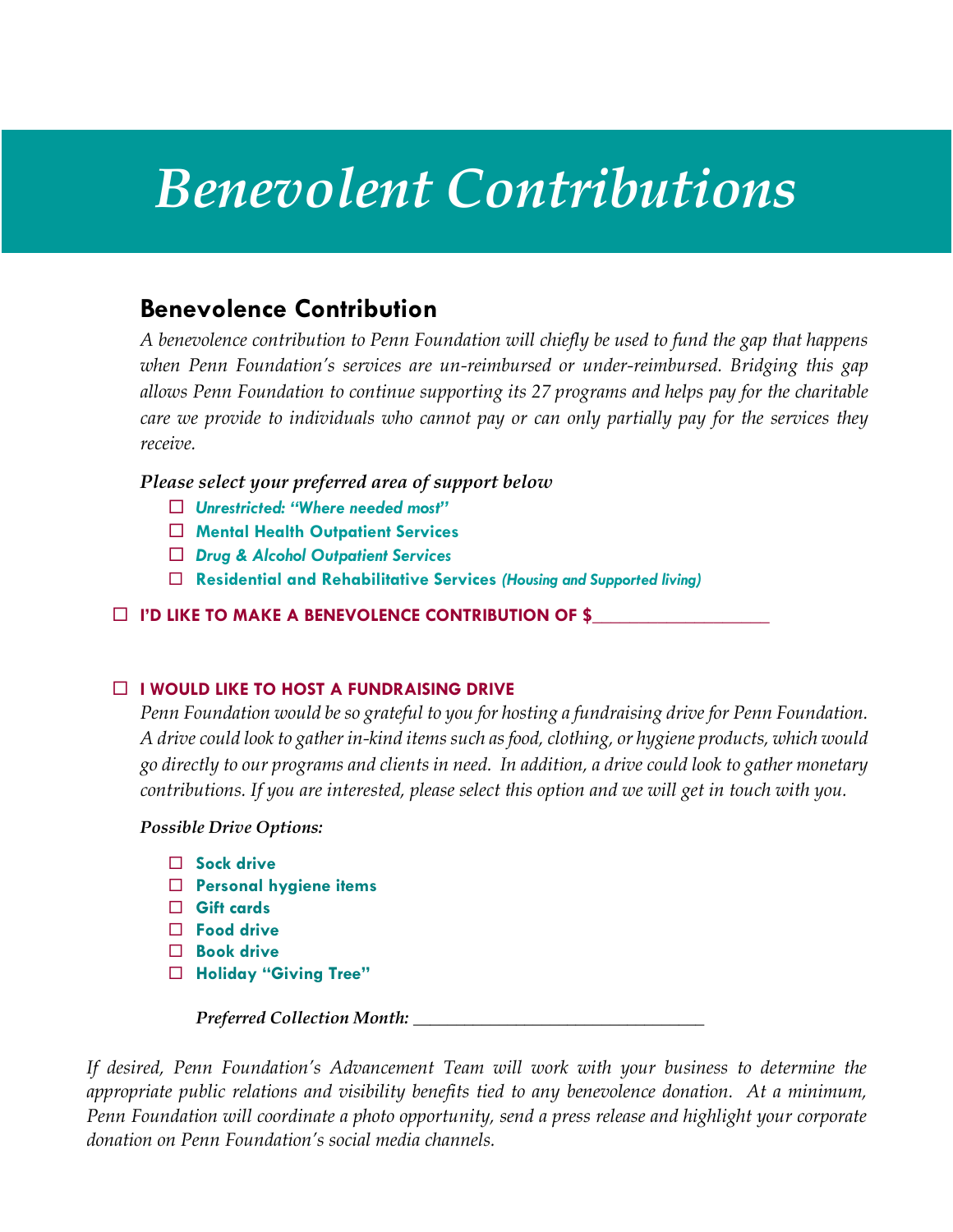# *Benevolent Contributions*

## Benevolence Contribution

*A benevolence contribution to Penn Foundation will chiefly be used to fund the gap that happens when Penn Foundation's services are un-reimbursed or under-reimbursed. Bridging this gap allows Penn Foundation to continue supporting its 27 programs and helps pay for the charitable care we provide to individuals who cannot pay or can only partially pay for the services they receive.*

***Please select your preferred area of support below***

- ☐ ***Unrestricted: "Where needed most"***
- ☐ **Mental Health Outpatient Services**
- ☐ ***Drug & Alcohol Outpatient Services***
- ☐ **Residential and Rehabilitative Services** ***(Housing and Supported living)***

☐ **I'D LIKE TO MAKE A BENEVOLENCE CONTRIBUTION OF $____________________**

☐ **I WOULD LIKE TO HOST A FUNDRAISING DRIVE**

*Penn Foundation would be so grateful to you for hosting a fundraising drive for Penn Foundation. A drive could look to gather in-kind items such as food, clothing, or hygiene products, which would go directly to our programs and clients in need. In addition, a drive could look to gather monetary contributions. If you are interested, please select this option and we will get in touch with you.*

***Possible Drive Options:***

- ☐ **Sock drive**
- ☐ **Personal hygiene items**
- ☐ **Gift cards**
- ☐ **Food drive**
- ☐ **Book drive**
- ☐ **Holiday "Giving Tree"**

***Preferred Collection Month:*** ___________________________________

*If desired, Penn Foundation's Advancement Team will work with your business to determine the appropriate public relations and visibility benefits tied to any benevolence donation. At a minimum, Penn Foundation will coordinate a photo opportunity, send a press release and highlight your corporate donation on Penn Foundation's social media channels.*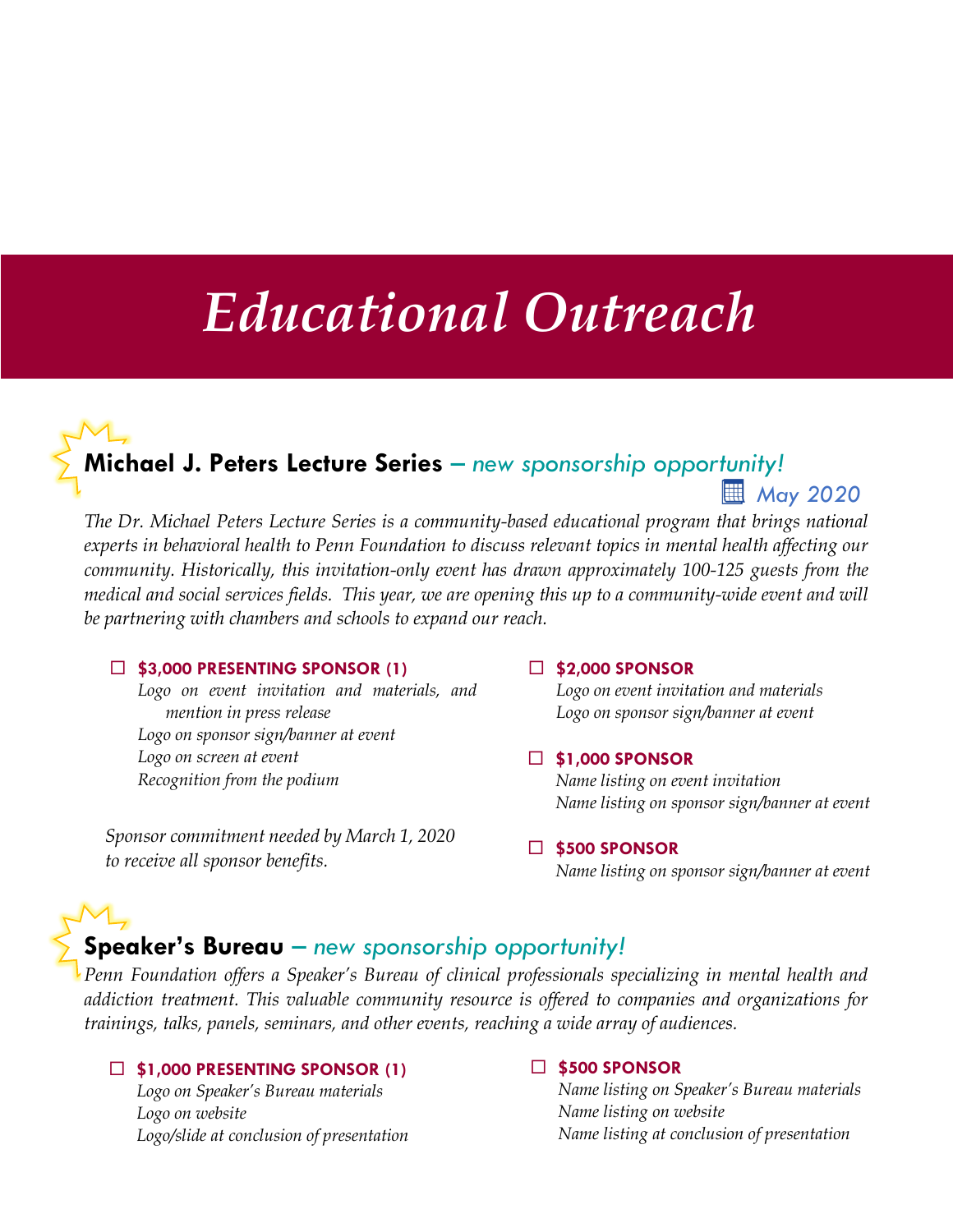# *Educational Outreach*

## Michael J. Peters Lecture Series – *new sponsorship opportunity!*

*May 2020*

*The Dr. Michael Peters Lecture Series is a community-based educational program that brings national experts in behavioral health to Penn Foundation to discuss relevant topics in mental health affecting our community. Historically, this invitation-only event has drawn approximately 100-125 guests from the medical and social services fields. This year, we are opening this up to a community-wide event and will be partnering with chambers and schools to expand our reach.*

☐ **$3,000 PRESENTING SPONSOR (1)**
*Logo on event invitation and materials, and mention in press release*
*Logo on sponsor sign/banner at event*
*Logo on screen at event*
*Recognition from the podium*

*Sponsor commitment needed by March 1, 2020 to receive all sponsor benefits.*

☐ **$2,000 SPONSOR**
*Logo on event invitation and materials*
*Logo on sponsor sign/banner at event*

☐ **$1,000 SPONSOR**
*Name listing on event invitation*
*Name listing on sponsor sign/banner at event*

☐ **$500 SPONSOR**
*Name listing on sponsor sign/banner at event*

## Speaker's Bureau – *new sponsorship opportunity!*

*Penn Foundation offers a Speaker's Bureau of clinical professionals specializing in mental health and addiction treatment. This valuable community resource is offered to companies and organizations for trainings, talks, panels, seminars, and other events, reaching a wide array of audiences.*

☐ **$1,000 PRESENTING SPONSOR (1)**
*Logo on Speaker's Bureau materials*
*Logo on website*
*Logo/slide at conclusion of presentation*

☐ **$500 SPONSOR**
*Name listing on Speaker's Bureau materials*
*Name listing on website*
*Name listing at conclusion of presentation*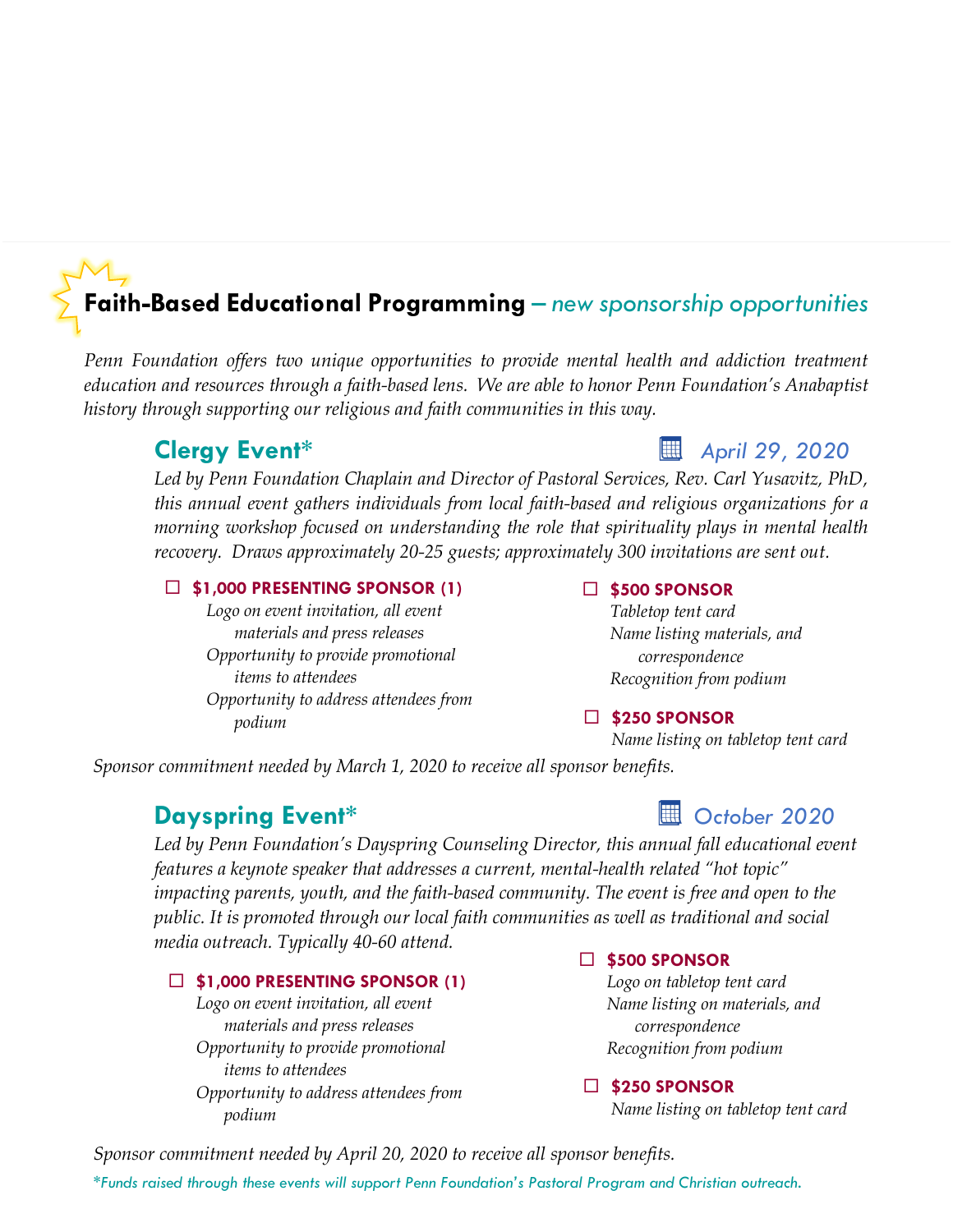## Faith-Based Educational Programming – *new sponsorship opportunities*

*Penn Foundation offers two unique opportunities to provide mental health and addiction treatment education and resources through a faith-based lens. We are able to honor Penn Foundation's Anabaptist history through supporting our religious and faith communities in this way.*

### Clergy Event*

*April 29, 2020*

*Led by Penn Foundation Chaplain and Director of Pastoral Services, Rev. Carl Yusavitz, PhD, this annual event gathers individuals from local faith-based and religious organizations for a morning workshop focused on understanding the role that spirituality plays in mental health recovery. Draws approximately 20-25 guests; approximately 300 invitations are sent out.*

☐ **$1,000 PRESENTING SPONSOR (1)**
- *Logo on event invitation, all event materials and press releases*
- *Opportunity to provide promotional items to attendees*
- *Opportunity to address attendees from podium*

☐ **$500 SPONSOR**
- *Tabletop tent card*
- *Name listing materials, and correspondence*
- *Recognition from podium*

☐ **$250 SPONSOR**
- *Name listing on tabletop tent card*

*Sponsor commitment needed by March 1, 2020 to receive all sponsor benefits.*

### Dayspring Event*

*October 2020*

*Led by Penn Foundation's Dayspring Counseling Director, this annual fall educational event features a keynote speaker that addresses a current, mental-health related "hot topic" impacting parents, youth, and the faith-based community. The event is free and open to the public. It is promoted through our local faith communities as well as traditional and social media outreach. Typically 40-60 attend.*

☐ **$1,000 PRESENTING SPONSOR (1)**
- *Logo on event invitation, all event materials and press releases*
- *Opportunity to provide promotional items to attendees*
- *Opportunity to address attendees from podium*

☐ **$500 SPONSOR**
- *Logo on tabletop tent card*
- *Name listing on materials, and correspondence*
- *Recognition from podium*

☐ **$250 SPONSOR**
- *Name listing on tabletop tent card*

*Sponsor commitment needed by April 20, 2020 to receive all sponsor benefits.*

**Funds raised through these events will support Penn Foundation's Pastoral Program and Christian outreach.*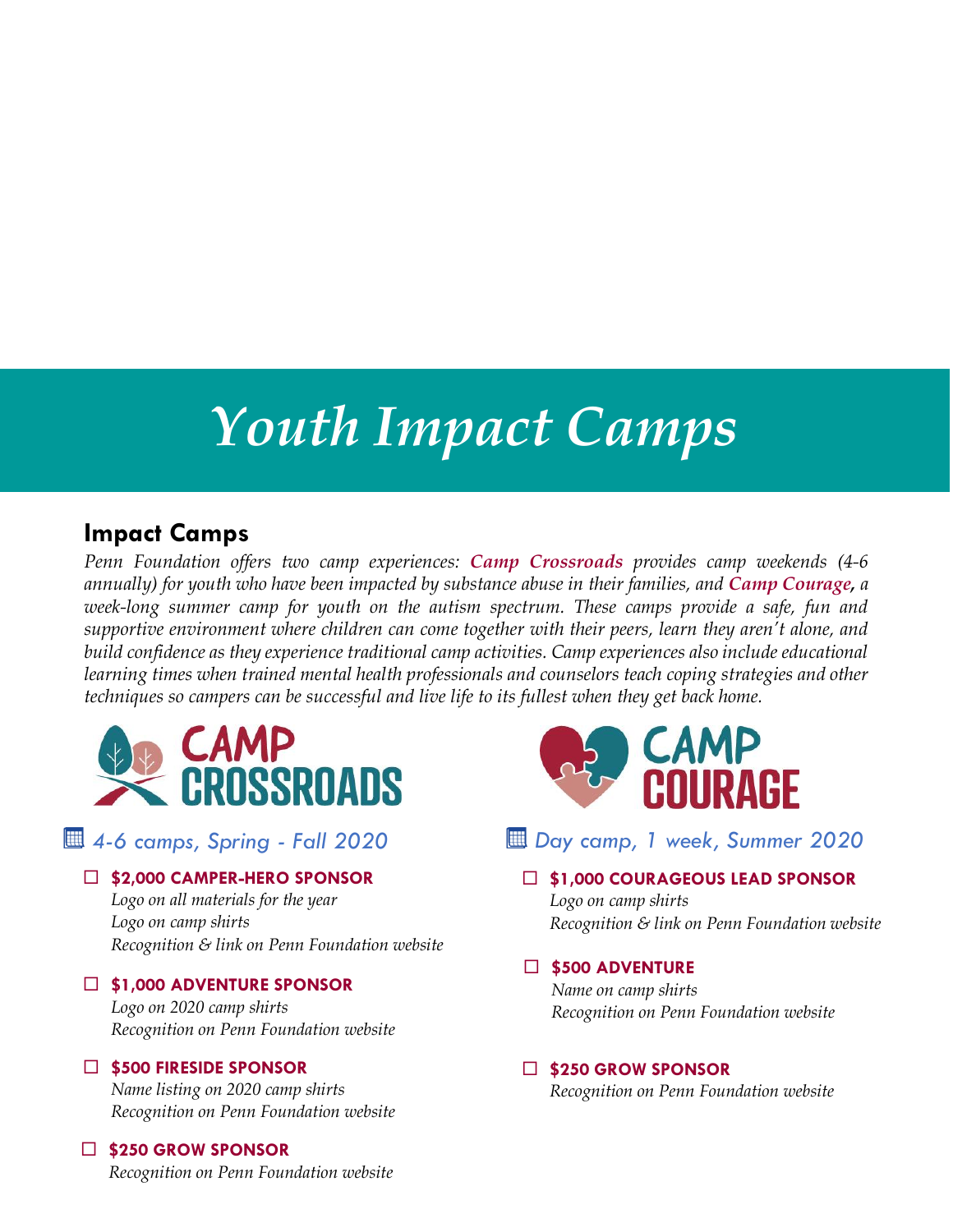# *Youth Impact Camps*

## Impact Camps

*Penn Foundation offers two camp experiences: **Camp Crossroads** provides camp weekends (4-6 annually) for youth who have been impacted by substance abuse in their families, and **Camp Courage**, a week-long summer camp for youth on the autism spectrum. These camps provide a safe, fun and supportive environment where children can come together with their peers, learn they aren't alone, and build confidence as they experience traditional camp activities. Camp experiences also include educational learning times when trained mental health professionals and counselors teach coping strategies and other techniques so campers can be successful and live life to its fullest when they get back home.*

### CAMP CROSSROADS

*4-6 camps, Spring - Fall 2020*

- ☐ **$2,000 CAMPER-HERO SPONSOR**
  *Logo on all materials for the year*
  *Logo on camp shirts*
  *Recognition & link on Penn Foundation website*

- ☐ **$1,000 ADVENTURE SPONSOR**
  *Logo on 2020 camp shirts*
  *Recognition on Penn Foundation website*

- ☐ **$500 FIRESIDE SPONSOR**
  *Name listing on 2020 camp shirts*
  *Recognition on Penn Foundation website*

- ☐ **$250 GROW SPONSOR**
  *Recognition on Penn Foundation website*

### CAMP COURAGE

*Day camp, 1 week, Summer 2020*

- ☐ **$1,000 COURAGEOUS LEAD SPONSOR**
  *Logo on camp shirts*
  *Recognition & link on Penn Foundation website*

- ☐ **$500 ADVENTURE**
  *Name on camp shirts*
  *Recognition on Penn Foundation website*

- ☐ **$250 GROW SPONSOR**
  *Recognition on Penn Foundation website*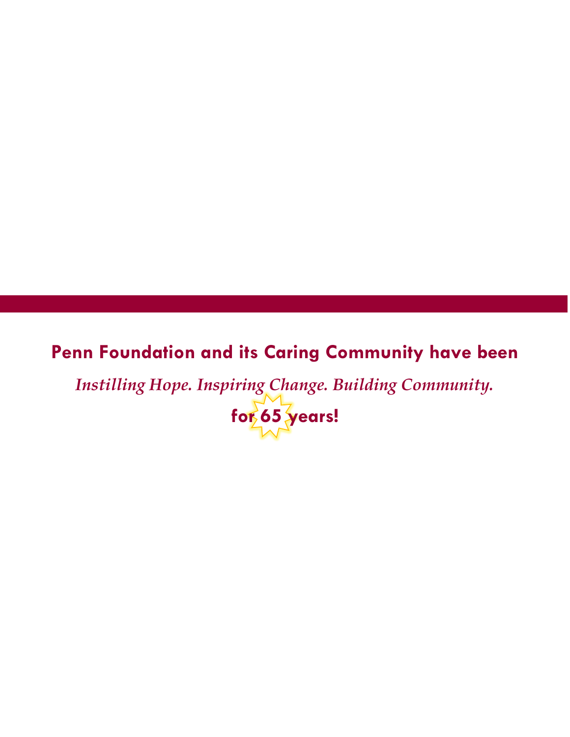**Penn Foundation and its Caring Community have been**

*Instilling Hope. Inspiring Change. Building Community.*

**for 65 years!**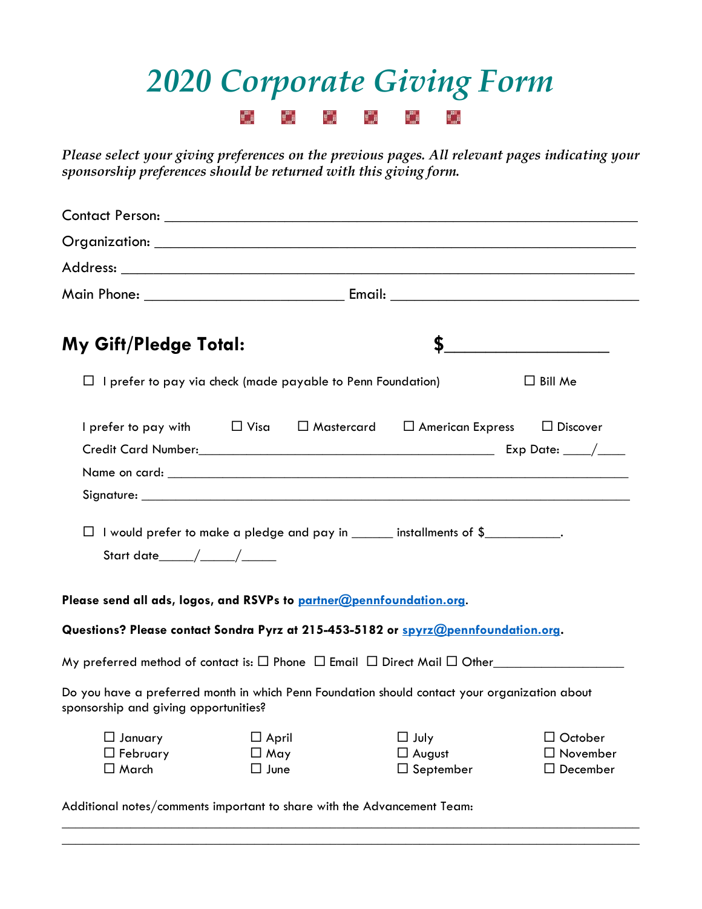# *2020 Corporate Giving Form*

***Please select your giving preferences on the previous pages. All relevant pages indicating your sponsorship preferences should be returned with this giving form.***

Contact Person: ___________________________________________________________

Organization: ___________________________________________________________

Address: ______________________________________________________________

Main Phone: _________________________ Email: ________________________________

## My Gift/Pledge Total: $_________________

☐ I prefer to pay via check (made payable to Penn Foundation) ☐ Bill Me

I prefer to pay with ☐ Visa ☐ Mastercard ☐ American Express ☐ Discover

Credit Card Number:_______________________________________ Exp Date: ____/____

Name on card: ____________________________________________________________

Signature: _______________________________________________________________

☐ I would prefer to make a pledge and pay in ______ installments of $___________.

Start date_____/_____/_____

**Please send all ads, logos, and RSVPs to partner@pennfoundation.org.**

**Questions? Please contact Sondra Pyrz at 215-453-5182 or spyrz@pennfoundation.org.**

My preferred method of contact is: ☐ Phone ☐ Email ☐ Direct Mail ☐ Other___________________

Do you have a preferred month in which Penn Foundation should contact your organization about sponsorship and giving opportunities?

| | | | |
|---|---|---|---|
| ☐ January | ☐ April | ☐ July | ☐ October |
| ☐ February | ☐ May | ☐ August | ☐ November |
| ☐ March | ☐ June | ☐ September | ☐ December |

Additional notes/comments important to share with the Advancement Team:

_____________________________________________________________________________

_____________________________________________________________________________